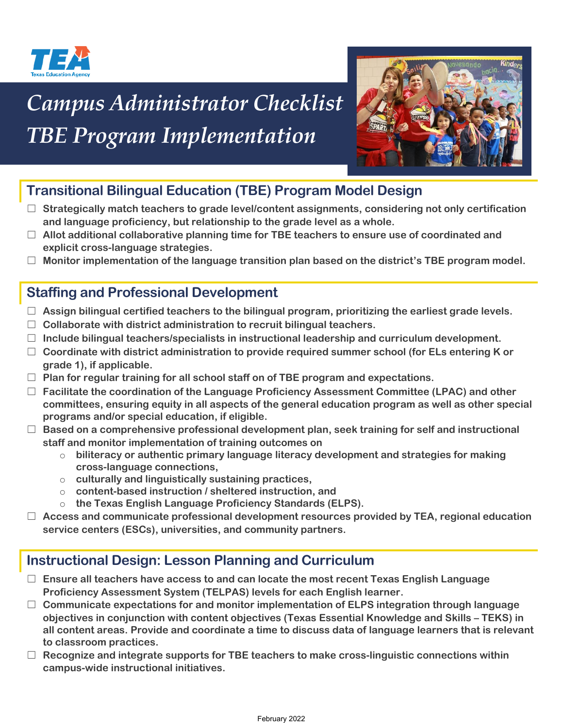# Campus Administrator Checklist
# TBE Program Implementation

## Transitional Bilingual Education (TBE) Program Model Design

- ☐ **Strategically match teachers to grade level/content assignments, considering not only certification and language proficiency, but relationship to the grade level as a whole.**
- ☐ **Allot additional collaborative planning time for TBE teachers to ensure use of coordinated and explicit cross-language strategies.**
- ☐ **Monitor implementation of the language transition plan based on the district's TBE program model.**

## Staffing and Professional Development

- ☐ **Assign bilingual certified teachers to the bilingual program, prioritizing the earliest grade levels.**
- ☐ **Collaborate with district administration to recruit bilingual teachers.**
- ☐ **Include bilingual teachers/specialists in instructional leadership and curriculum development.**
- ☐ **Coordinate with district administration to provide required summer school (for ELs entering K or grade 1), if applicable.**
- ☐ **Plan for regular training for all school staff on of TBE program and expectations.**
- ☐ **Facilitate the coordination of the Language Proficiency Assessment Committee (LPAC) and other committees, ensuring equity in all aspects of the general education program as well as other special programs and/or special education, if eligible.**
- ☐ **Based on a comprehensive professional development plan, seek training for self and instructional staff and monitor implementation of training outcomes on**
  - **biliteracy or authentic primary language literacy development and strategies for making cross-language connections,**
  - **culturally and linguistically sustaining practices,**
  - **content-based instruction / sheltered instruction, and**
  - **the Texas English Language Proficiency Standards (ELPS).**
- ☐ **Access and communicate professional development resources provided by TEA, regional education service centers (ESCs), universities, and community partners.**

## Instructional Design: Lesson Planning and Curriculum

- ☐ **Ensure all teachers have access to and can locate the most recent Texas English Language Proficiency Assessment System (TELPAS) levels for each English learner.**
- ☐ **Communicate expectations for and monitor implementation of ELPS integration through language objectives in conjunction with content objectives (Texas Essential Knowledge and Skills – TEKS) in all content areas. Provide and coordinate a time to discuss data of language learners that is relevant to classroom practices.**
- ☐ **Recognize and integrate supports for TBE teachers to make cross-linguistic connections within campus-wide instructional initiatives.**

February 2022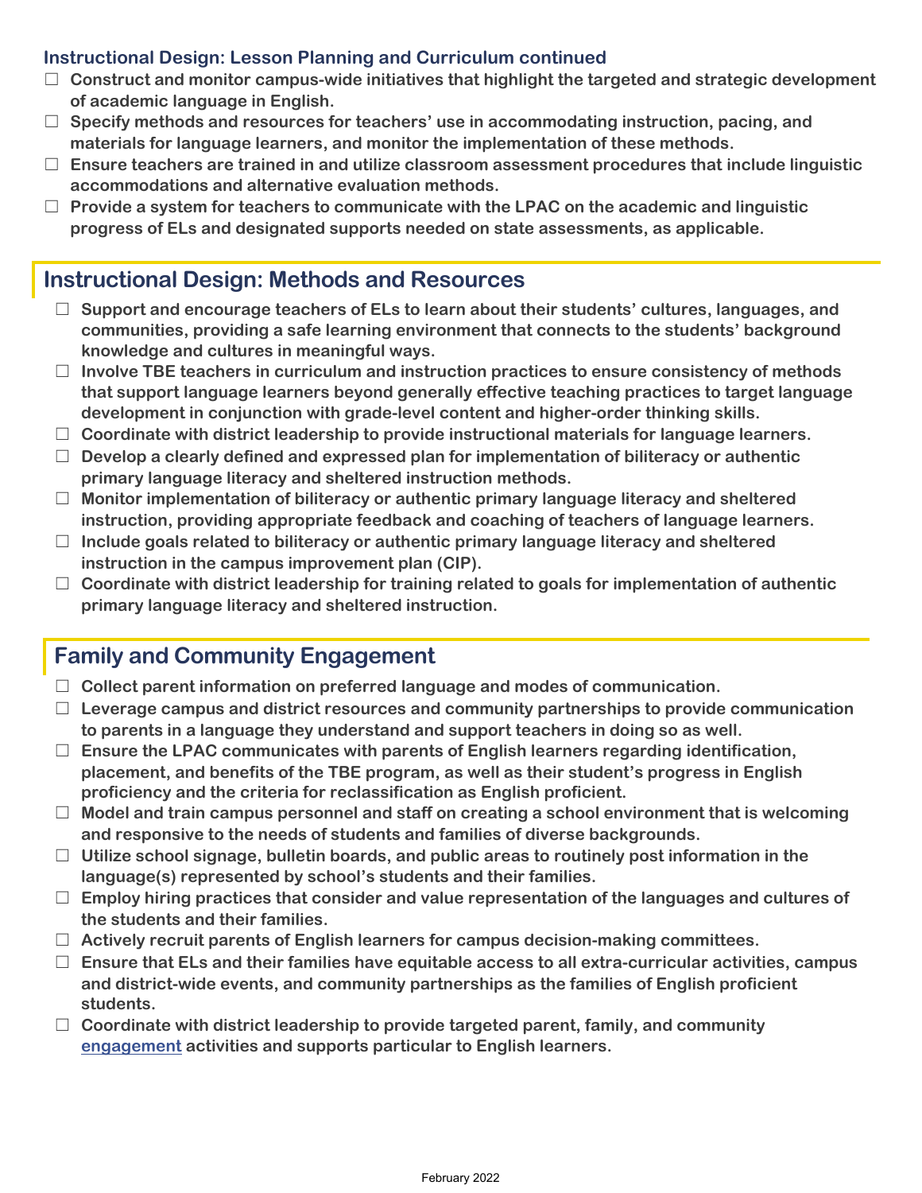### Instructional Design: Lesson Planning and Curriculum continued

- ☐ **Construct and monitor campus-wide initiatives that highlight the targeted and strategic development of academic language in English.**
- ☐ **Specify methods and resources for teachers' use in accommodating instruction, pacing, and materials for language learners, and monitor the implementation of these methods.**
- ☐ **Ensure teachers are trained in and utilize classroom assessment procedures that include linguistic accommodations and alternative evaluation methods.**
- ☐ **Provide a system for teachers to communicate with the LPAC on the academic and linguistic progress of ELs and designated supports needed on state assessments, as applicable.**

## Instructional Design: Methods and Resources

- ☐ **Support and encourage teachers of ELs to learn about their students' cultures, languages, and communities, providing a safe learning environment that connects to the students' background knowledge and cultures in meaningful ways.**
- ☐ **Involve TBE teachers in curriculum and instruction practices to ensure consistency of methods that support language learners beyond generally effective teaching practices to target language development in conjunction with grade-level content and higher-order thinking skills.**
- ☐ **Coordinate with district leadership to provide instructional materials for language learners.**
- ☐ **Develop a clearly defined and expressed plan for implementation of biliteracy or authentic primary language literacy and sheltered instruction methods.**
- ☐ **Monitor implementation of biliteracy or authentic primary language literacy and sheltered instruction, providing appropriate feedback and coaching of teachers of language learners.**
- ☐ **Include goals related to biliteracy or authentic primary language literacy and sheltered instruction in the campus improvement plan (CIP).**
- ☐ **Coordinate with district leadership for training related to goals for implementation of authentic primary language literacy and sheltered instruction.**

## Family and Community Engagement

- ☐ **Collect parent information on preferred language and modes of communication.**
- ☐ **Leverage campus and district resources and community partnerships to provide communication to parents in a language they understand and support teachers in doing so as well.**
- ☐ **Ensure the LPAC communicates with parents of English learners regarding identification, placement, and benefits of the TBE program, as well as their student's progress in English proficiency and the criteria for reclassification as English proficient.**
- ☐ **Model and train campus personnel and staff on creating a school environment that is welcoming and responsive to the needs of students and families of diverse backgrounds.**
- ☐ **Utilize school signage, bulletin boards, and public areas to routinely post information in the language(s) represented by school's students and their families.**
- ☐ **Employ hiring practices that consider and value representation of the languages and cultures of the students and their families.**
- ☐ **Actively recruit parents of English learners for campus decision-making committees.**
- ☐ **Ensure that ELs and their families have equitable access to all extra-curricular activities, campus and district-wide events, and community partnerships as the families of English proficient students.**
- ☐ **Coordinate with district leadership to provide targeted parent, family, and community engagement activities and supports particular to English learners.**

February 2022